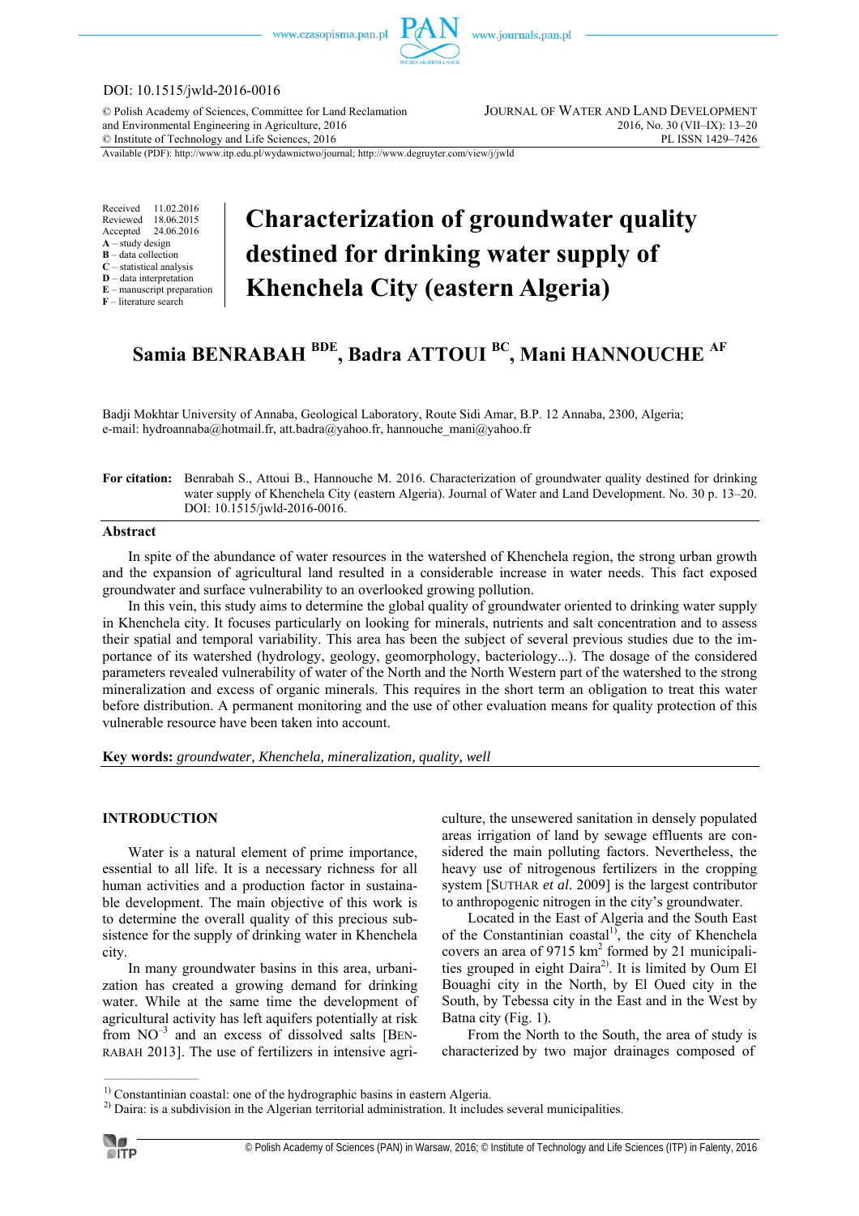DOI: 10.1515/jwld-2016-0016

© Polish Academy of Sciences, Committee for Land Reclamation and Environmental Engineering in Agriculture, 2016
© Institute of Technology and Life Sciences, 2016

JOURNAL OF WATER AND LAND DEVELOPMENT
2016, No. 30 (VII–IX): 13–20
PL ISSN 1429–7426

Available (PDF): http://www.itp.edu.pl/wydawnictwo/journal; http://www.degruyter.com/view/j/jwld

Received 11.02.2016
Reviewed 18.06.2015
Accepted 24.06.2016
**A** – study design
**B** – data collection
**C** – statistical analysis
**D** – data interpretation
**E** – manuscript preparation
**F** – literature search

# Characterization of groundwater quality destined for drinking water supply of Khenchela City (eastern Algeria)

**Samia BENRABAH [BDE], Badra ATTOUI [BC], Mani HANNOUCHE [AF]**

Badji Mokhtar University of Annaba, Geological Laboratory, Route Sidi Amar, B.P. 12 Annaba, 2300, Algeria; e-mail: hydroannaba@hotmail.fr, att.badra@yahoo.fr, hannouche_mani@yahoo.fr

**For citation:** Benrabah S., Attoui B., Hannouche M. 2016. Characterization of groundwater quality destined for drinking water supply of Khenchela City (eastern Algeria). Journal of Water and Land Development. No. 30 p. 13–20. DOI: 10.1515/jwld-2016-0016.

## Abstract

In spite of the abundance of water resources in the watershed of Khenchela region, the strong urban growth and the expansion of agricultural land resulted in a considerable increase in water needs. This fact exposed groundwater and surface vulnerability to an overlooked growing pollution.

In this vein, this study aims to determine the global quality of groundwater oriented to drinking water supply in Khenchela city. It focuses particularly on looking for minerals, nutrients and salt concentration and to assess their spatial and temporal variability. This area has been the subject of several previous studies due to the importance of its watershed (hydrology, geology, geomorphology, bacteriology...). The dosage of the considered parameters revealed vulnerability of water of the North and the North Western part of the watershed to the strong mineralization and excess of organic minerals. This requires in the short term an obligation to treat this water before distribution. A permanent monitoring and the use of other evaluation means for quality protection of this vulnerable resource have been taken into account.

**Key words:** *groundwater, Khenchela, mineralization, quality, well*

## INTRODUCTION

Water is a natural element of prime importance, essential to all life. It is a necessary richness for all human activities and a production factor in sustainable development. The main objective of this work is to determine the overall quality of this precious subsistence for the supply of drinking water in Khenchela city.

In many groundwater basins in this area, urbanization has created a growing demand for drinking water. While at the same time the development of agricultural activity has left aquifers potentially at risk from $NO^{-3}$ and an excess of dissolved salts [BENRABAH 2013]. The use of fertilizers in intensive agriculture, the unsewered sanitation in densely populated areas irrigation of land by sewage effluents are considered the main polluting factors. Nevertheless, the heavy use of nitrogenous fertilizers in the cropping system [SUTHAR *et al.* 2009] is the largest contributor to anthropogenic nitrogen in the city's groundwater.

Located in the East of Algeria and the South East of the Constantinian coastal[1)], the city of Khenchela covers an area of 9715 $km^2$ formed by 21 municipalities grouped in eight Daira[2)]. It is limited by Oum El Bouaghi city in the North, by El Oued city in the South, by Tebessa city in the East and in the West by Batna city (Fig. 1).

From the North to the South, the area of study is characterized by two major drainages composed of

[1)] Constantinian coastal: one of the hydrographic basins in eastern Algeria.
[2)] Daira: is a subdivision in the Algerian territorial administration. It includes several municipalities.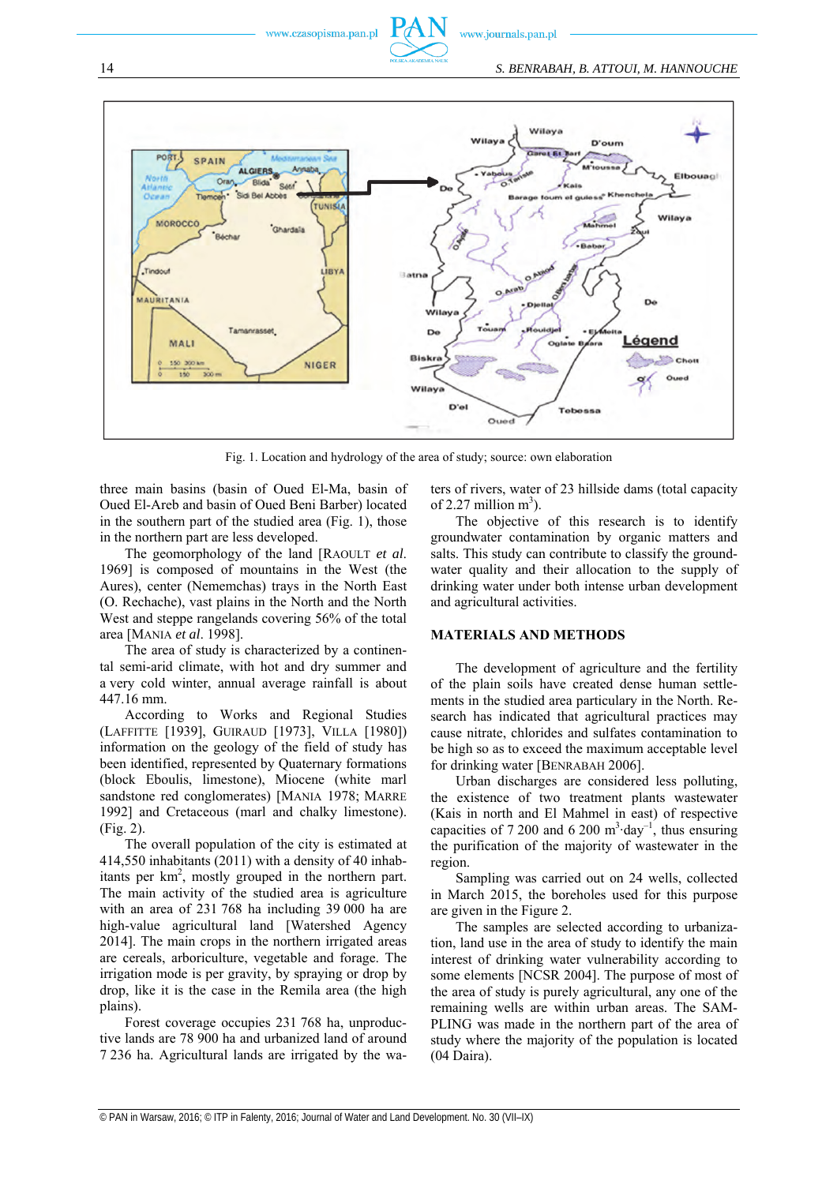Fig. 1. Location and hydrology of the area of study; source: own elaboration

three main basins (basin of Oued El-Ma, basin of Oued El-Areb and basin of Oued Beni Barber) located in the southern part of the studied area (Fig. 1), those in the northern part are less developed.

The geomorphology of the land [RAOULT *et al*. 1969] is composed of mountains in the West (the Aures), center (Nememchas) trays in the North East (O. Rechache), vast plains in the North and the North West and steppe rangelands covering 56% of the total area [MANIA *et al*. 1998].

The area of study is characterized by a continental semi-arid climate, with hot and dry summer and a very cold winter, annual average rainfall is about 447.16 mm.

According to Works and Regional Studies (LAFFITTE [1939], GUIRAUD [1973], VILLA [1980]) information on the geology of the field of study has been identified, represented by Quaternary formations (block Eboulis, limestone), Miocene (white marl sandstone red conglomerates) [MANIA 1978; MARRE 1992] and Cretaceous (marl and chalky limestone). (Fig. 2).

The overall population of the city is estimated at 414,550 inhabitants (2011) with a density of 40 inhabitants per km$^2$, mostly grouped in the northern part. The main activity of the studied area is agriculture with an area of 231 768 ha including 39 000 ha are high-value agricultural land [Watershed Agency 2014]. The main crops in the northern irrigated areas are cereals, arboriculture, vegetable and forage. The irrigation mode is per gravity, by spraying or drop by drop, like it is the case in the Remila area (the high plains).

Forest coverage occupies 231 768 ha, unproductive lands are 78 900 ha and urbanized land of around 7 236 ha. Agricultural lands are irrigated by the waters of rivers, water of 23 hillside dams (total capacity of 2.27 million m$^3$).

The objective of this research is to identify groundwater contamination by organic matters and salts. This study can contribute to classify the groundwater quality and their allocation to the supply of drinking water under both intense urban development and agricultural activities.

## MATERIALS AND METHODS

The development of agriculture and the fertility of the plain soils have created dense human settlements in the studied area particulary in the North. Research has indicated that agricultural practices may cause nitrate, chlorides and sulfates contamination to be high so as to exceed the maximum acceptable level for drinking water [BENRABAH 2006].

Urban discharges are considered less polluting, the existence of two treatment plants wastewater (Kais in north and El Mahmel in east) of respective capacities of 7 200 and 6 200 m$^3$·day$^{-1}$, thus ensuring the purification of the majority of wastewater in the region.

Sampling was carried out on 24 wells, collected in March 2015, the boreholes used for this purpose are given in the Figure 2.

The samples are selected according to urbanization, land use in the area of study to identify the main interest of drinking water vulnerability according to some elements [NCSR 2004]. The purpose of most of the area of study is purely agricultural, any one of the remaining wells are within urban areas. The SAMPLING was made in the northern part of the area of study where the majority of the population is located (04 Daira).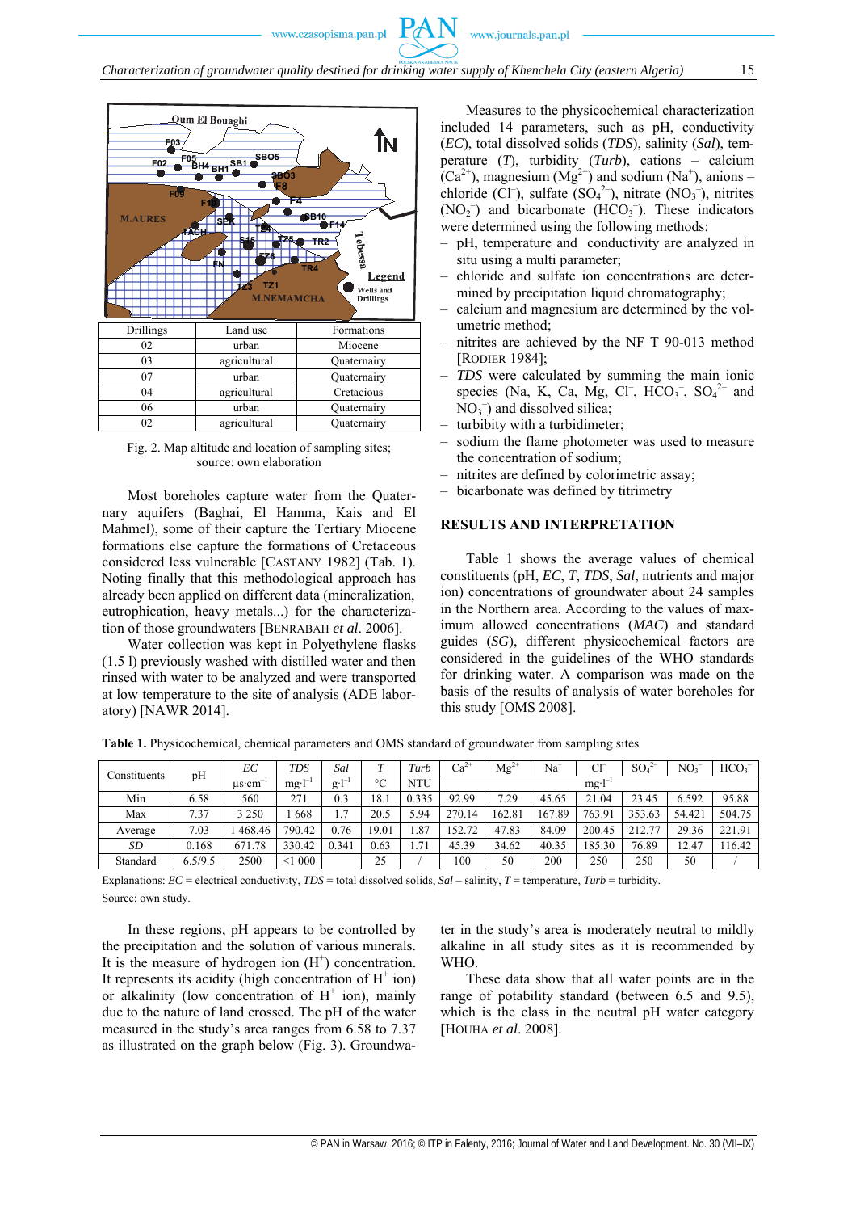| Drillings | Land use | Formations |
|---|---|---|
| 02 | urban | Miocene |
| 03 | agricultural | Quaternary |
| 07 | urban | Quaternary |
| 04 | agricultural | Cretacious |
| 06 | urban | Quaternary |
| 02 | agricultural | Quaternary |

Fig. 2. Map altitude and location of sampling sites; source: own elaboration

Most boreholes capture water from the Quaternary aquifers (Baghai, El Hamma, Kais and El Mahmel), some of their capture the Tertiary Miocene formations else capture the formations of Cretaceous considered less vulnerable [CASTANY 1982] (Tab. 1). Noting finally that this methodological approach has already been applied on different data (mineralization, eutrophication, heavy metals...) for the characterization of those groundwaters [BENRABAH *et al*. 2006].

Water collection was kept in Polyethylene flasks (1.5 l) previously washed with distilled water and then rinsed with water to be analyzed and were transported at low temperature to the site of analysis (ADE laboratory) [NAWR 2014].

Measures to the physicochemical characterization included 14 parameters, such as pH, conductivity (*EC*), total dissolved solids (*TDS*), salinity (*Sal*), temperature (*T*), turbidity (*Turb*), cations – calcium ($Ca^{2+}$), magnesium ($Mg^{2+}$) and sodium ($Na^{+}$), anions – chloride ($Cl^{-}$), sulfate ($SO_4^{2-}$), nitrate ($NO_3^{-}$), nitrites ($NO_2^{-}$) and bicarbonate ($HCO_3^{-}$). These indicators were determined using the following methods:

- pH, temperature and conductivity are analyzed in situ using a multi parameter;
- chloride and sulfate ion concentrations are determined by precipitation liquid chromatography;
- calcium and magnesium are determined by the volumetric method;
- nitrites are achieved by the NF T 90-013 method [RODIER 1984];
- *TDS* were calculated by summing the main ionic species (Na, K, Ca, Mg, $Cl^{-}$, $HCO_3^{-}$, $SO_4^{2-}$ and $NO_3^{-}$) and dissolved silica;
- turbidity with a turbidimeter;
- sodium the flame photometer was used to measure the concentration of sodium;
- nitrites are defined by colorimetric assay;
- bicarbonate was defined by titrimetry

## RESULTS AND INTERPRETATION

Table 1 shows the average values of chemical constituents (pH, *EC*, *T*, *TDS*, *Sal*, nutrients and major ion) concentrations of groundwater about 24 samples in the Northern area. According to the values of maximum allowed concentrations (*MAC*) and standard guides (*SG*), different physicochemical factors are considered in the guidelines of the WHO standards for drinking water. A comparison was made on the basis of the results of analysis of water boreholes for this study [OMS 2008].

**Table 1.** Physicochemical, chemical parameters and OMS standard of groundwater from sampling sites

| Constituents | pH | *EC* | *TDS* | *Sal* | *T* | *Turb* | $Ca^{2+}$ | $Mg^{2+}$ | $Na^{+}$ | $Cl^{-}$ | $SO_4^{2-}$ | $NO_3^{-}$ | $HCO_3^{-}$ |
|---|---|---|---|---|---|---|---|---|---|---|---|---|---|
| | | $\mu s \cdot cm^{-1}$ | $mg \cdot l^{-1}$ | $g \cdot l^{-1}$ | °C | NTU | $mg \cdot l^{-1}$ | | | | | | |
| Min | 6.58 | 560 | 271 | 0.3 | 18.1 | 0.335 | 92.99 | 7.29 | 45.65 | 21.04 | 23.45 | 6.592 | 95.88 |
| Max | 7.37 | 3 250 | 1 668 | 1.7 | 20.5 | 5.94 | 270.14 | 162.81 | 167.89 | 763.91 | 353.63 | 54.421 | 504.75 |
| Average | 7.03 | 1 468.46 | 790.42 | 0.76 | 19.01 | 1.87 | 152.72 | 47.83 | 84.09 | 200.45 | 212.77 | 29.36 | 221.91 |
| *SD* | 0.168 | 671.78 | 330.42 | 0.341 | 0.63 | 1.71 | 45.39 | 34.62 | 40.35 | 185.30 | 76.89 | 12.47 | 116.42 |
| Standard | 6.5/9.5 | 2500 | <1 000 | | 25 | / | 100 | 50 | 200 | 250 | 250 | 50 | / |

Explanations: *EC* = electrical conductivity, *TDS* = total dissolved solids, *Sal* – salinity, *T* = temperature, *Turb* = turbidity.
Source: own study.

In these regions, pH appears to be controlled by the precipitation and the solution of various minerals. It is the measure of hydrogen ion ($H^{+}$) concentration. It represents its acidity (high concentration of $H^{+}$ ion) or alkalinity (low concentration of $H^{+}$ ion), mainly due to the nature of land crossed. The pH of the water measured in the study's area ranges from 6.58 to 7.37 as illustrated on the graph below (Fig. 3). Groundwater in the study's area is moderately neutral to mildly alkaline in all study sites as it is recommended by WHO.

These data show that all water points are in the range of potability standard (between 6.5 and 9.5), which is the class in the neutral pH water category [HOUHA *et al*. 2008].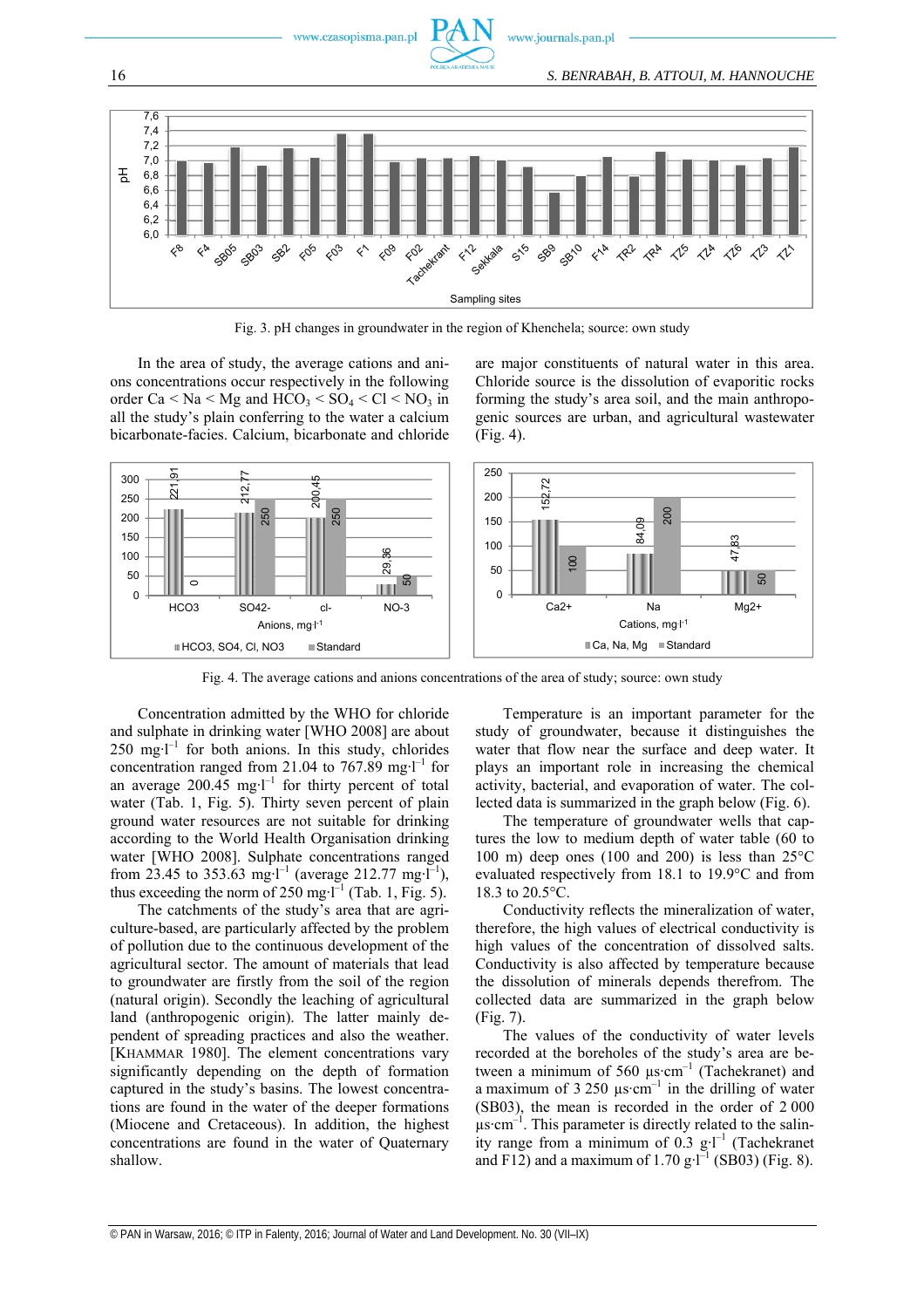Fig. 3. pH changes in groundwater in the region of Khenchela; source: own study

In the area of study, the average cations and anions concentrations occur respectively in the following order Ca < Na < Mg and $HCO_3$ < $SO_4$ < Cl < $NO_3$ in all the study's plain conferring to the water a calcium bicarbonate-facies. Calcium, bicarbonate and chloride are major constituents of natural water in this area. Chloride source is the dissolution of evaporitic rocks forming the study's area soil, and the main anthropogenic sources are urban, and agricultural wastewater (Fig. 4).

Fig. 4. The average cations and anions concentrations of the area of study; source: own study

Concentration admitted by the WHO for chloride and sulphate in drinking water [WHO 2008] are about 250 $mg \cdot l^{-1}$ for both anions. In this study, chlorides concentration ranged from 21.04 to 767.89 $mg \cdot l^{-1}$ for an average 200.45 $mg \cdot l^{-1}$ for thirty percent of total water (Tab. 1, Fig. 5). Thirty seven percent of plain ground water resources are not suitable for drinking according to the World Health Organisation drinking water [WHO 2008]. Sulphate concentrations ranged from 23.45 to 353.63 $mg \cdot l^{-1}$ (average 212.77 $mg \cdot l^{-1}$), thus exceeding the norm of 250 $mg \cdot l^{-1}$ (Tab. 1, Fig. 5).

The catchments of the study's area that are agriculture-based, are particularly affected by the problem of pollution due to the continuous development of the agricultural sector. The amount of materials that lead to groundwater are firstly from the soil of the region (natural origin). Secondly the leaching of agricultural land (anthropogenic origin). The latter mainly dependent of spreading practices and also the weather. [KHAMMAR 1980]. The element concentrations vary significantly depending on the depth of formation captured in the study's basins. The lowest concentrations are found in the water of the deeper formations (Miocene and Cretaceous). In addition, the highest concentrations are found in the water of Quaternary shallow.

Temperature is an important parameter for the study of groundwater, because it distinguishes the water that flow near the surface and deep water. It plays an important role in increasing the chemical activity, bacterial, and evaporation of water. The collected data is summarized in the graph below (Fig. 6).

The temperature of groundwater wells that captures the low to medium depth of water table (60 to 100 m) deep ones (100 and 200) is less than 25°C evaluated respectively from 18.1 to 19.9°C and from 18.3 to 20.5°C.

Conductivity reflects the mineralization of water, therefore, the high values of electrical conductivity is high values of the concentration of dissolved salts. Conductivity is also affected by temperature because the dissolution of minerals depends therefrom. The collected data are summarized in the graph below (Fig. 7).

The values of the conductivity of water levels recorded at the boreholes of the study's area are between a minimum of 560 $\mu s \cdot cm^{-1}$ (Tachekranet) and a maximum of 3 250 $\mu s \cdot cm^{-1}$ in the drilling of water (SB03), the mean is recorded in the order of 2 000 $\mu s \cdot cm^{-1}$. This parameter is directly related to the salinity range from a minimum of 0.3 $g \cdot l^{-1}$ (Tachekranet and F12) and a maximum of 1.70 $g \cdot l^{-1}$ (SB03) (Fig. 8).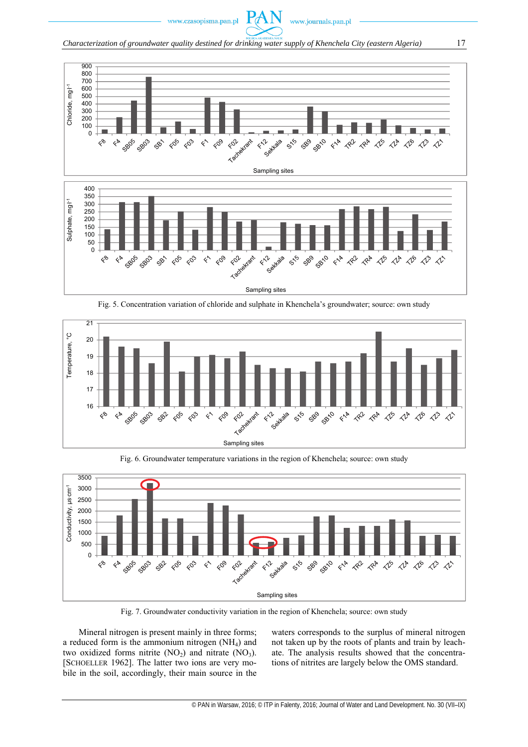Fig. 5. Concentration variation of chloride and sulphate in Khenchela's groundwater; source: own study

Fig. 6. Groundwater temperature variations in the region of Khenchela; source: own study

Fig. 7. Groundwater conductivity variation in the region of Khenchela; source: own study

Mineral nitrogen is present mainly in three forms; a reduced form is the ammonium nitrogen ($NH_4$) and two oxidized forms nitrite ($NO_2$) and nitrate ($NO_3$). [SCHOELLER 1962]. The latter two ions are very mobile in the soil, accordingly, their main source in the waters corresponds to the surplus of mineral nitrogen not taken up by the roots of plants and train by leachate. The analysis showed that the concentrations of nitrites are largely below the OMS standard.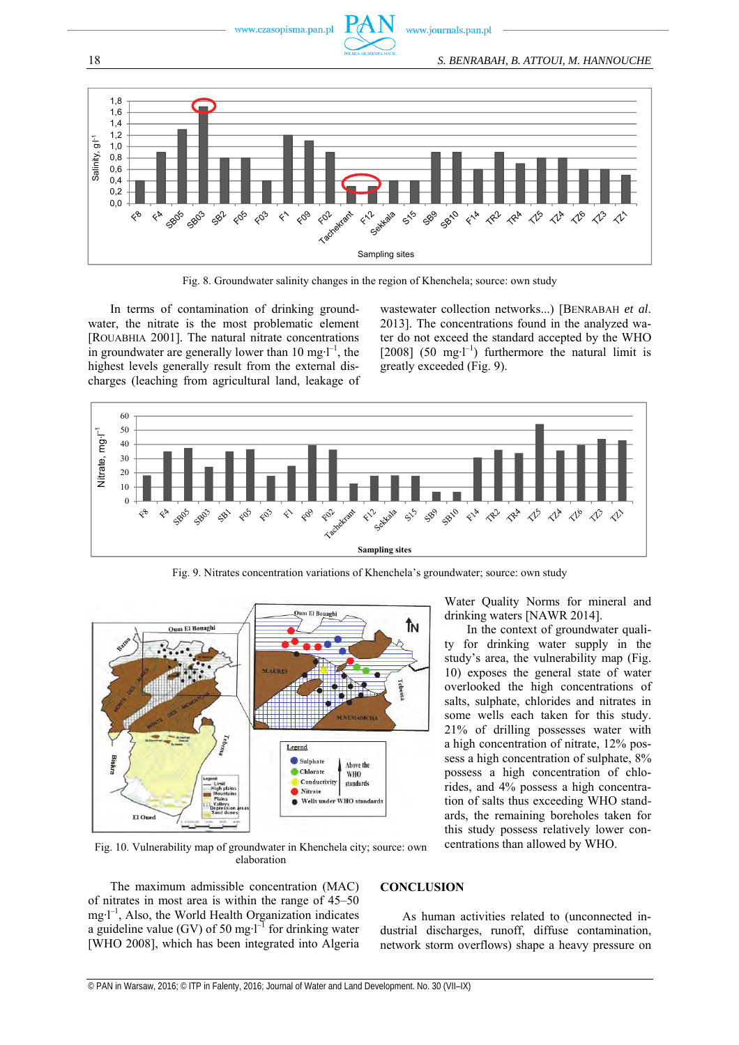Fig. 8. Groundwater salinity changes in the region of Khenchela; source: own study

In terms of contamination of drinking groundwater, the nitrate is the most problematic element [ROUABHIA 2001]. The natural nitrate concentrations in groundwater are generally lower than 10 mg·l$^{-1}$, the highest levels generally result from the external discharges (leaching from agricultural land, leakage of wastewater collection networks...) [BENRABAH *et al.* 2013]. The concentrations found in the analyzed water do not exceed the standard accepted by the WHO [2008] (50 mg·l$^{-1}$) furthermore the natural limit is greatly exceeded (Fig. 9).

Fig. 9. Nitrates concentration variations of Khenchela's groundwater; source: own study

Fig. 10. Vulnerability map of groundwater in Khenchela city; source: own elaboration

Water Quality Norms for mineral and drinking waters [NAWR 2014].

In the context of quality of groundwater quality for drinking water supply in the study's area, the vulnerability map (Fig. 10) exposes the general state of water overlooked the high concentrations of salts, sulphate, chlorides and nitrates in some wells each taken for this study. 21% of drilling possesses water with a high concentration of nitrate, 12% possess a high concentration of sulphate, 8% possess a high concentration of chlorides, and 4% possess a high concentration of salts thus exceeding WHO standards, the remaining boreholes taken for this study possess relatively lower concentrations than allowed by WHO.

The maximum admissible concentration (MAC) of nitrates in most area is within the range of 45–50 mg·l$^{-1}$, Also, the World Health Organization indicates a guideline value (GV) of 50 mg·l$^{-1}$ for drinking water [WHO 2008], which has been integrated into Algeria

## CONCLUSION

As human activities related to (unconnected industrial discharges, runoff, diffuse contamination, network storm overflows) shape a heavy pressure on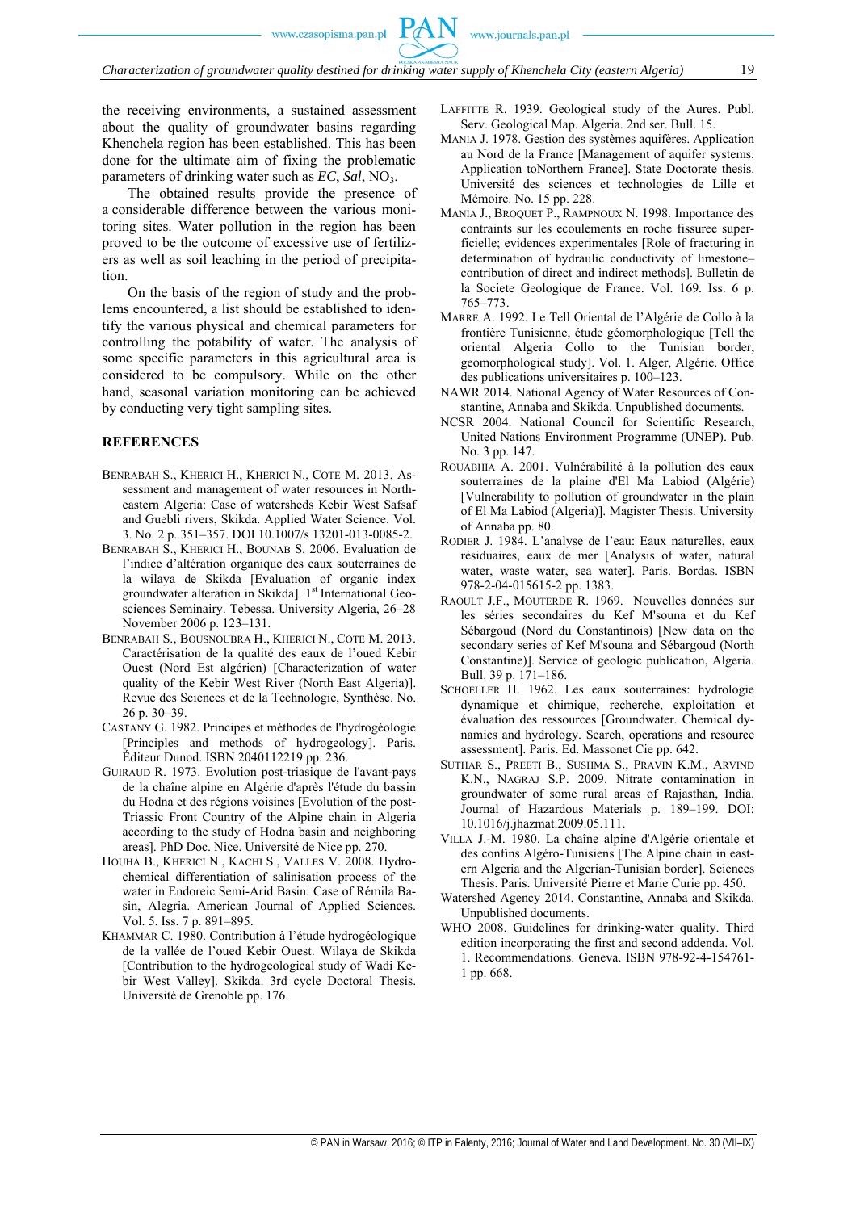the receiving environments, a sustained assessment about the quality of groundwater basins regarding Khenchela region has been established. This has been done for the ultimate aim of fixing the problematic parameters of drinking water such as *EC*, *Sal*, $NO_3$.

The obtained results provide the presence of a considerable difference between the various monitoring sites. Water pollution in the region has been proved to be the outcome of excessive use of fertilizers as well as soil leaching in the period of precipitation.

On the basis of the region of study and the problems encountered, a list should be established to identify the various physical and chemical parameters for controlling the potability of water. The analysis of some specific parameters in this agricultural area is considered to be compulsory. While on the other hand, seasonal variation monitoring can be achieved by conducting very tight sampling sites.

## REFERENCES

BENRABAH S., KHERICI H., KHERICI N., COTE M. 2013. Assessment and management of water resources in Northeastern Algeria: Case of watersheds Kebir West Safsaf and Guebli rivers, Skikda. Applied Water Science. Vol. 3. No. 2 p. 351–357. DOI 10.1007/s 13201-013-0085-2.

BENRABAH S., KHERICI H., BOUNAB S. 2006. Evaluation de l'indice d'altération organique des eaux souterraines de la wilaya de Skikda [Evaluation of organic index groundwater alteration in Skikda]. 1st International Geosciences Seminairy. Tebessa. University Algeria, 26–28 November 2006 p. 123–131.

BENRABAH S., BOUSNOUBRA H., KHERICI N., COTE M. 2013. Caractérisation de la qualité des eaux de l'oued Kebir Ouest (Nord Est algérien) [Characterization of water quality of the Kebir West River (North East Algeria)]. Revue des Sciences et de la Technologie, Synthèse. No. 26 p. 30–39.

CASTANY G. 1982. Principes et méthodes de l'hydrogéologie [Principles and methods of hydrogeology]. Paris. Éditeur Dunod. ISBN 2040112219 pp. 236.

GUIRAUD R. 1973. Evolution post-triasique de l'avant-pays de la chaîne alpine en Algérie d'après l'étude du bassin du Hodna et des régions voisines [Evolution of the post-Triassic Front Country of the Alpine chain in Algeria according to the study of Hodna basin and neighboring areas]. PhD Doc. Nice. Université de Nice pp. 270.

HOUHA B., KHERICI N., KACHI S., VALLES V. 2008. Hydrochemical differentiation of salinisation process of the water in Endoreic Semi-Arid Basin: Case of Rémila Basin, Alegria. American Journal of Applied Sciences. Vol. 5. Iss. 7 p. 891–895.

KHAMMAR C. 1980. Contribution à l'étude hydrogéologique de la vallée de l'oued Kebir Ouest. Wilaya de Skikda [Contribution to the hydrogeological study of Wadi Kebir West Valley]. Skikda. 3rd cycle Doctoral Thesis. Université de Grenoble pp. 176.

LAFFITTE R. 1939. Geological study of the Aures. Publ. Serv. Geological Map. Algeria. 2nd ser. Bull. 15.

MANIA J. 1978. Gestion des systèmes aquifères. Application au Nord de la France [Management of aquifer systems. Application toNorthern France]. State Doctorate thesis. Université des sciences et technologies de Lille et Mémoire. No. 15 pp. 228.

MANIA J., BROQUET P., RAMPNOUX N. 1998. Importance des contraints sur les ecoulements en roche fissuree superficielle; evidences experimentales [Role of fracturing in determination of hydraulic conductivity of limestone–contribution of direct and indirect methods]. Bulletin de la Societe Geologique de France. Vol. 169. Iss. 6 p. 765–773.

MARRE A. 1992. Le Tell Oriental de l'Algérie de Collo à la frontière Tunisienne, étude géomorphologique [Tell the oriental Algeria Collo to the Tunisian border, geomorphological study]. Vol. 1. Alger, Algérie. Office des publications universitaires p. 100–123.

NAWR 2014. National Agency of Water Resources of Constantine, Annaba and Skikda. Unpublished documents.

NCSR 2004. National Council for Scientific Research, United Nations Environment Programme (UNEP). Pub. No. 3 pp. 147.

ROUABHIA A. 2001. Vulnérabilité à la pollution des eaux souterraines de la plaine d'El Ma Labiod (Algérie) [Vulnerability to pollution of groundwater in the plain of El Ma Labiod (Algeria)]. Magister Thesis. University of Annaba pp. 80.

RODIER J. 1984. L'analyse de l'eau: Eaux naturelles, eaux résiduaires, eaux de mer [Analysis of water, natural water, waste water, sea water]. Paris. Bordas. ISBN 978-2-04-015615-2 pp. 1383.

RAOULT J.F., MOUTERDE R. 1969. Nouvelles données sur les séries secondaires du Kef M'souna et du Kef Sébargoud (Nord du Constantinois) [New data on the secondary series of Kef M'souna and Sébargoud (North Constantine)]. Service of geologic publication, Algeria. Bull. 39 p. 171–186.

SCHOELLER H. 1962. Les eaux souterraines: hydrologie dynamique et chimique, recherche, exploitation et évaluation des ressources [Groundwater. Chemical dynamics and hydrology. Search, operations and resource assessment]. Paris. Ed. Massonet Cie pp. 642.

SUTHAR S., PREETI B., SUSHMA S., PRAVIN K.M., ARVIND K.N., NAGRAJ S.P. 2009. Nitrate contamination in groundwater of some rural areas of Rajasthan, India. Journal of Hazardous Materials p. 189–199. DOI: 10.1016/j.jhazmat.2009.05.111.

VILLA J.-M. 1980. La chaîne alpine d'Algérie orientale et des confins Algéro-Tunisiens [The Alpine chain in eastern Algeria and the Algerian-Tunisian border]. Sciences Thesis. Paris. Université Pierre et Marie Curie pp. 450.

Watershed Agency 2014. Constantine, Annaba and Skikda. Unpublished documents.

WHO 2008. Guidelines for drinking-water quality. Third edition incorporating the first and second addenda. Vol. 1. Recommendations. Geneva. ISBN 978-92-4-154761-1 pp. 668.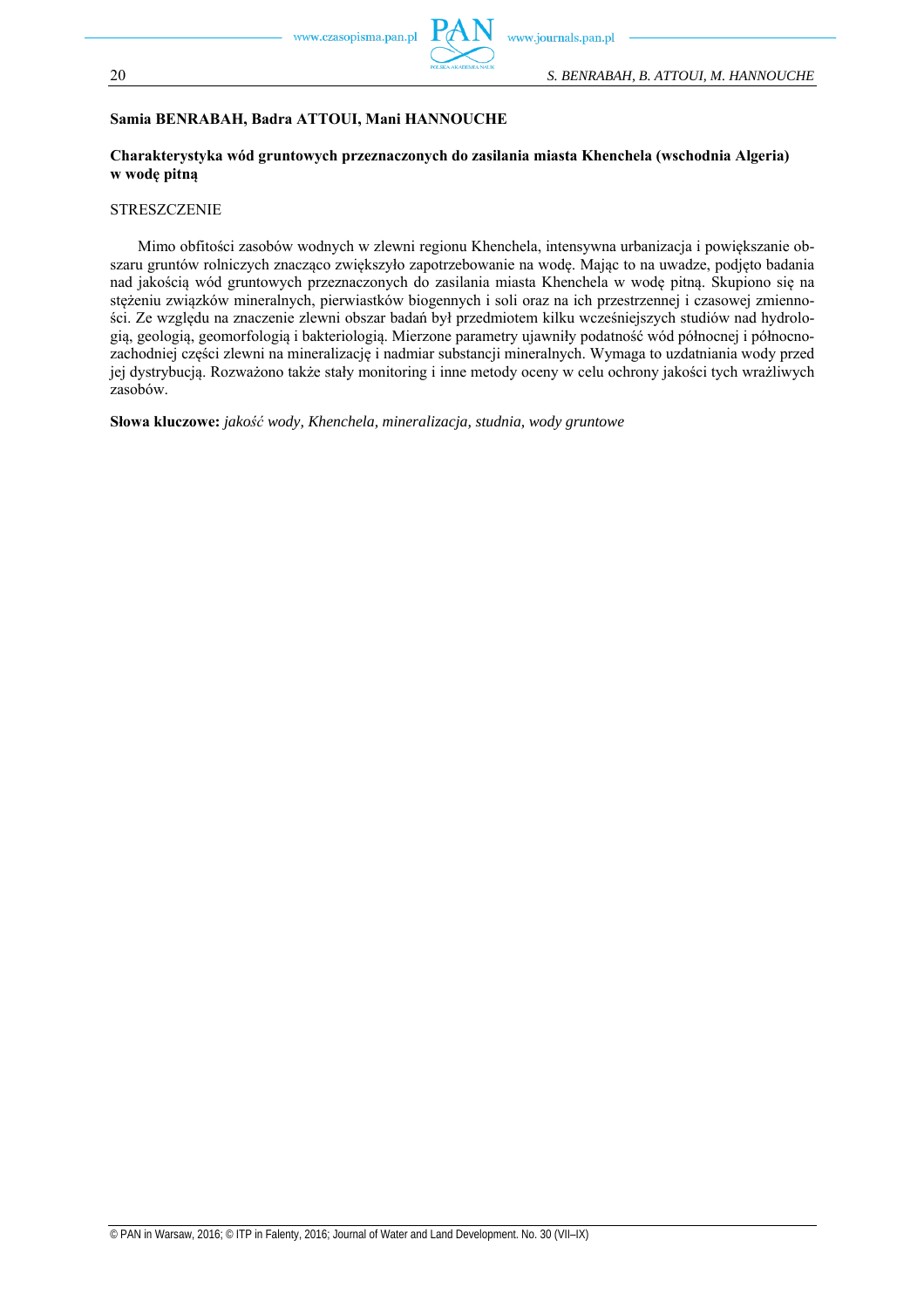**Samia BENRABAH, Badra ATTOUI, Mani HANNOUCHE**

**Charakterystyka wód gruntowych przeznaczonych do zasilania miasta Khenchela (wschodnia Algeria) w wodę pitną**

STRESZCZENIE

Mimo obfitości zasobów wodnych w zlewni regionu Khenchela, intensywna urbanizacja i powiększanie obszaru gruntów rolniczych znacząco zwiększyło zapotrzebowanie na wodę. Mając to na uwadze, podjęto badania nad jakością wód gruntowych przeznaczonych do zasilania miasta Khenchela w wodę pitną. Skupiono się na stężeniu związków mineralnych, pierwiastków biogennych i soli oraz na ich przestrzennej i czasowej zmienności. Ze względu na znaczenie zlewni obszar badań był przedmiotem kilku wcześniejszych studiów nad hydrologią, geologią, geomorfologią i bakteriologią. Mierzone parametry ujawniły podatność wód północnej i północno-zachodniej części zlewni na mineralizację i nadmiar substancji mineralnych. Wymaga to uzdatniania wody przed jej dystrybucją. Rozważono także stały monitoring i inne metody oceny w celu ochrony jakości tych wrażliwych zasobów.

**Słowa kluczowe:** *jakość wody, Khenchela, mineralizacja, studnia, wody gruntowe*